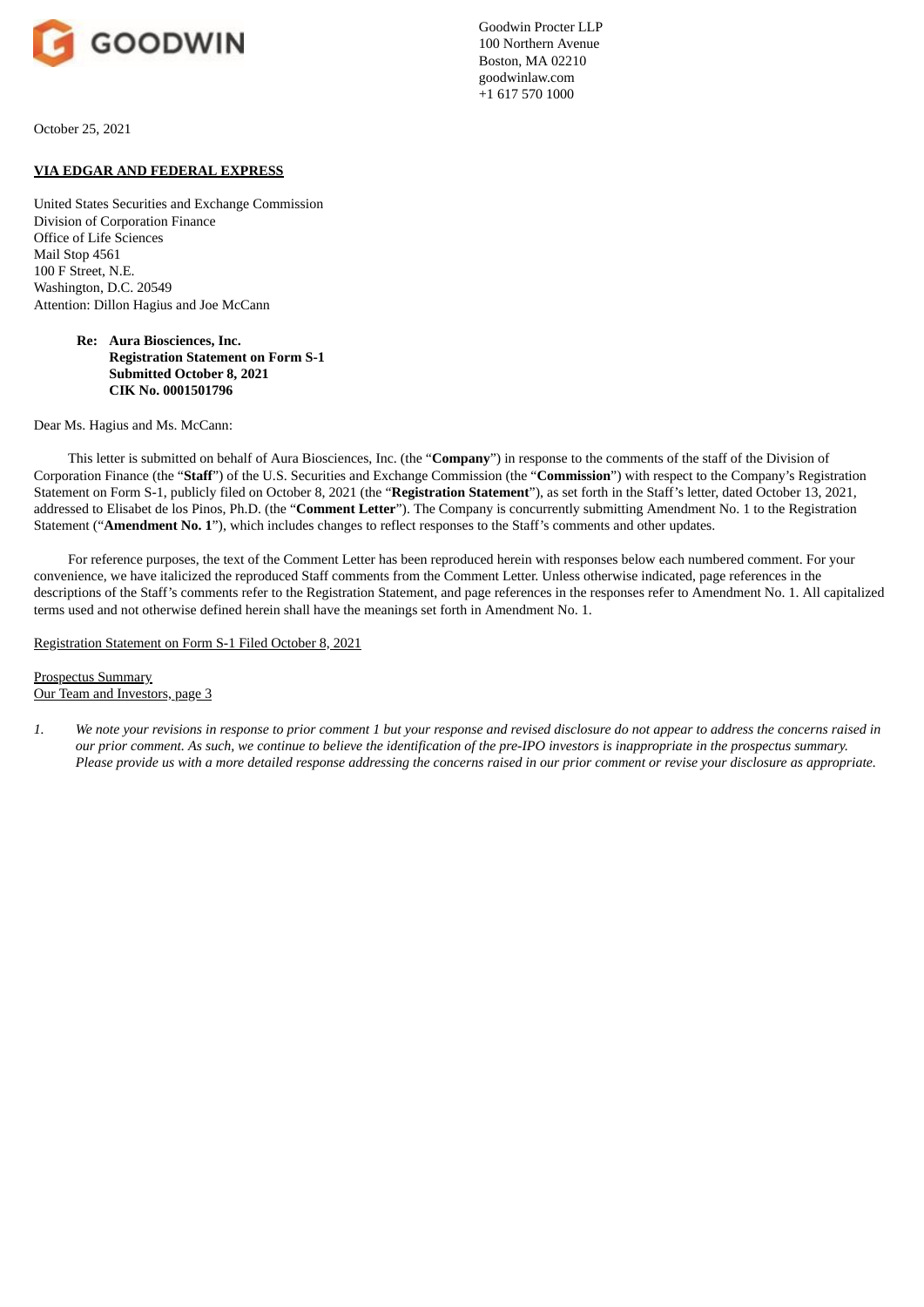GOODWIN

Goodwin Procter LLP
100 Northern Avenue
Boston, MA 02210
goodwinlaw.com
+1 617 570 1000

October 25, 2021

**VIA EDGAR AND FEDERAL EXPRESS**

United States Securities and Exchange Commission
Division of Corporation Finance
Office of Life Sciences
Mail Stop 4561
100 F Street, N.E.
Washington, D.C. 20549
Attention: Dillon Hagius and Joe McCann

**Re: Aura Biosciences, Inc.**
**Registration Statement on Form S-1**
**Submitted October 8, 2021**
**CIK No. 0001501796**

Dear Ms. Hagius and Ms. McCann:

This letter is submitted on behalf of Aura Biosciences, Inc. (the "**Company**") in response to the comments of the staff of the Division of Corporation Finance (the "**Staff**") of the U.S. Securities and Exchange Commission (the "**Commission**") with respect to the Company's Registration Statement on Form S-1, publicly filed on October 8, 2021 (the "**Registration Statement**"), as set forth in the Staff's letter, dated October 13, 2021, addressed to Elisabet de los Pinos, Ph.D. (the "**Comment Letter**"). The Company is concurrently submitting Amendment No. 1 to the Registration Statement ("**Amendment No. 1**"), which includes changes to reflect responses to the Staff's comments and other updates.

For reference purposes, the text of the Comment Letter has been reproduced herein with responses below each numbered comment. For your convenience, we have italicized the reproduced Staff comments from the Comment Letter. Unless otherwise indicated, page references in the descriptions of the Staff's comments refer to the Registration Statement, and page references in the responses refer to Amendment No. 1. All capitalized terms used and not otherwise defined herein shall have the meanings set forth in Amendment No. 1.

Registration Statement on Form S-1 Filed October 8, 2021

Prospectus Summary
Our Team and Investors, page 3

1. *We note your revisions in response to prior comment 1 but your response and revised disclosure do not appear to address the concerns raised in our prior comment. As such, we continue to believe the identification of the pre-IPO investors is inappropriate in the prospectus summary. Please provide us with a more detailed response addressing the concerns raised in our prior comment or revise your disclosure as appropriate.*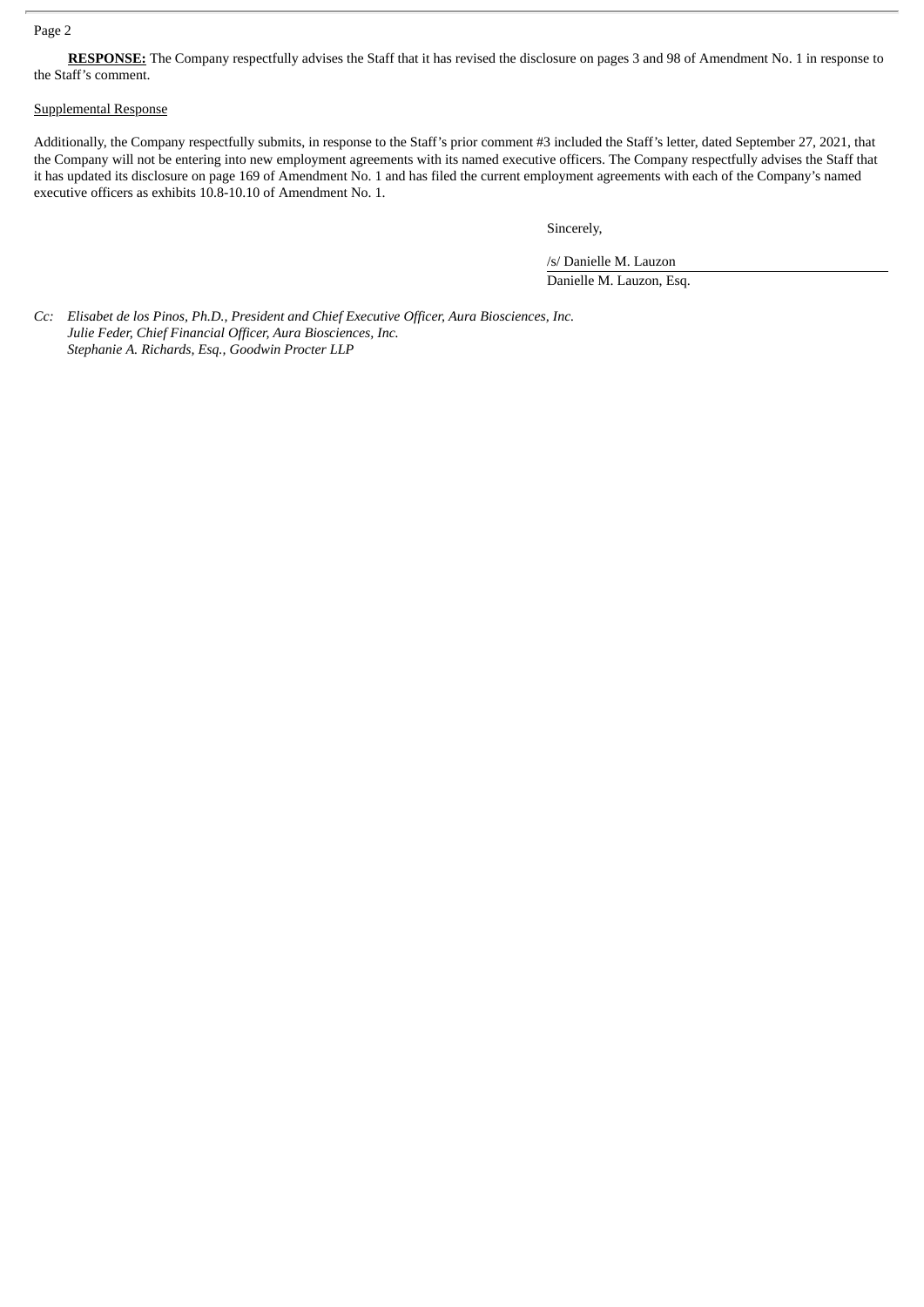**RESPONSE:** The Company respectfully advises the Staff that it has revised the disclosure on pages 3 and 98 of Amendment No. 1 in response to the Staff's comment.

Supplemental Response

Additionally, the Company respectfully submits, in response to the Staff's prior comment #3 included the Staff's letter, dated September 27, 2021, that the Company will not be entering into new employment agreements with its named executive officers. The Company respectfully advises the Staff that it has updated its disclosure on page 169 of Amendment No. 1 and has filed the current employment agreements with each of the Company's named executive officers as exhibits 10.8-10.10 of Amendment No. 1.

Sincerely,

/s/ Danielle M. Lauzon

Danielle M. Lauzon, Esq.

*Cc: Elisabet de los Pinos, Ph.D., President and Chief Executive Officer, Aura Biosciences, Inc.*
*Julie Feder, Chief Financial Officer, Aura Biosciences, Inc.*
*Stephanie A. Richards, Esq., Goodwin Procter LLP*